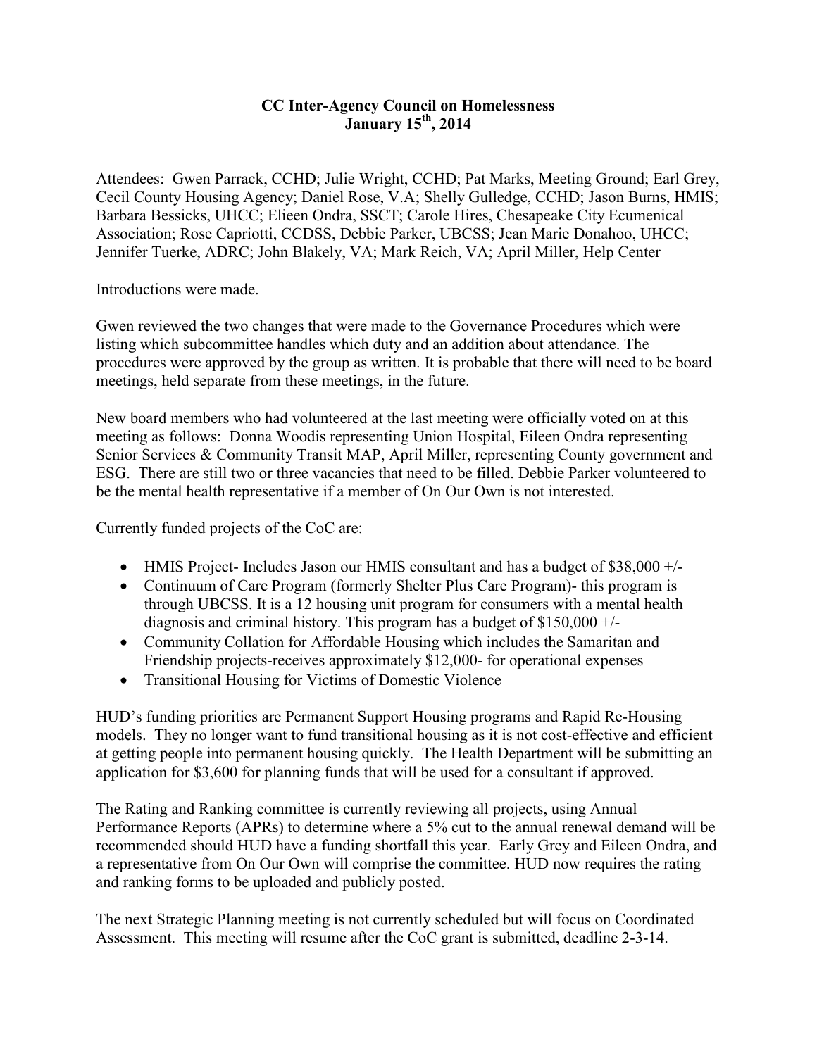# CC Inter-Agency Council on Homelessness
## January 15th, 2014

Attendees: Gwen Parrack, CCHD; Julie Wright, CCHD; Pat Marks, Meeting Ground; Earl Grey, Cecil County Housing Agency; Daniel Rose, V.A; Shelly Gulledge, CCHD; Jason Burns, HMIS; Barbara Bessicks, UHCC; Elieen Ondra, SSCT; Carole Hires, Chesapeake City Ecumenical Association; Rose Capriotti, CCDSS, Debbie Parker, UBCSS; Jean Marie Donahoo, UHCC; Jennifer Tuerke, ADRC; John Blakely, VA; Mark Reich, VA; April Miller, Help Center

Introductions were made.

Gwen reviewed the two changes that were made to the Governance Procedures which were listing which subcommittee handles which duty and an addition about attendance. The procedures were approved by the group as written. It is probable that there will need to be board meetings, held separate from these meetings, in the future.

New board members who had volunteered at the last meeting were officially voted on at this meeting as follows: Donna Woodis representing Union Hospital, Eileen Ondra representing Senior Services & Community Transit MAP, April Miller, representing County government and ESG. There are still two or three vacancies that need to be filled. Debbie Parker volunteered to be the mental health representative if a member of On Our Own is not interested.

Currently funded projects of the CoC are:

- HMIS Project- Includes Jason our HMIS consultant and has a budget of $38,000 +/-
- Continuum of Care Program (formerly Shelter Plus Care Program)- this program is through UBCSS. It is a 12 housing unit program for consumers with a mental health diagnosis and criminal history. This program has a budget of $150,000 +/-
- Community Collation for Affordable Housing which includes the Samaritan and Friendship projects-receives approximately $12,000- for operational expenses
- Transitional Housing for Victims of Domestic Violence

HUD's funding priorities are Permanent Support Housing programs and Rapid Re-Housing models. They no longer want to fund transitional housing as it is not cost-effective and efficient at getting people into permanent housing quickly. The Health Department will be submitting an application for $3,600 for planning funds that will be used for a consultant if approved.

The Rating and Ranking committee is currently reviewing all projects, using Annual Performance Reports (APRs) to determine where a 5% cut to the annual renewal demand will be recommended should HUD have a funding shortfall this year. Early Grey and Eileen Ondra, and a representative from On Our Own will comprise the committee. HUD now requires the rating and ranking forms to be uploaded and publicly posted.

The next Strategic Planning meeting is not currently scheduled but will focus on Coordinated Assessment. This meeting will resume after the CoC grant is submitted, deadline 2-3-14.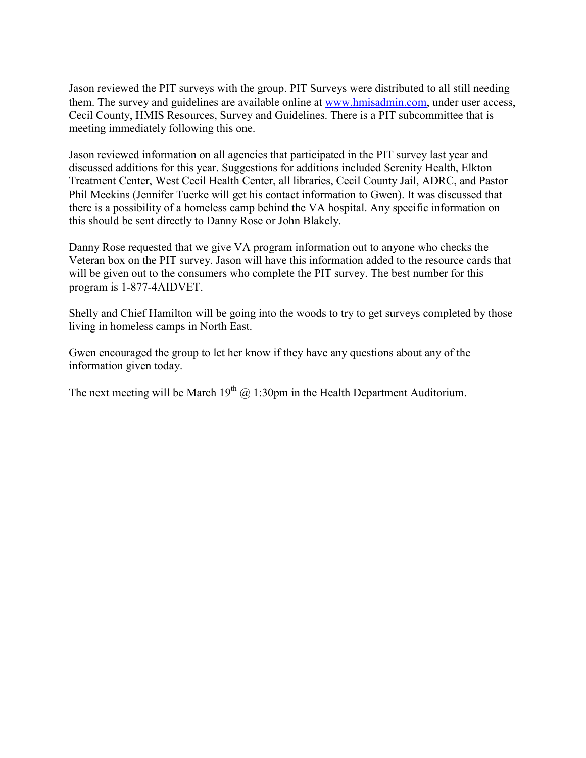Jason reviewed the PIT surveys with the group. PIT Surveys were distributed to all still needing them. The survey and guidelines are available online at [www.hmisadmin.com](http://www.hmisadmin.com), under user access, Cecil County, HMIS Resources, Survey and Guidelines. There is a PIT subcommittee that is meeting immediately following this one.

Jason reviewed information on all agencies that participated in the PIT survey last year and discussed additions for this year. Suggestions for additions included Serenity Health, Elkton Treatment Center, West Cecil Health Center, all libraries, Cecil County Jail, ADRC, and Pastor Phil Meekins (Jennifer Tuerke will get his contact information to Gwen). It was discussed that there is a possibility of a homeless camp behind the VA hospital. Any specific information on this should be sent directly to Danny Rose or John Blakely.

Danny Rose requested that we give VA program information out to anyone who checks the Veteran box on the PIT survey. Jason will have this information added to the resource cards that will be given out to the consumers who complete the PIT survey. The best number for this program is 1-877-4AIDVET.

Shelly and Chief Hamilton will be going into the woods to try to get surveys completed by those living in homeless camps in North East.

Gwen encouraged the group to let her know if they have any questions about any of the information given today.

The next meeting will be March 19th @ 1:30pm in the Health Department Auditorium.